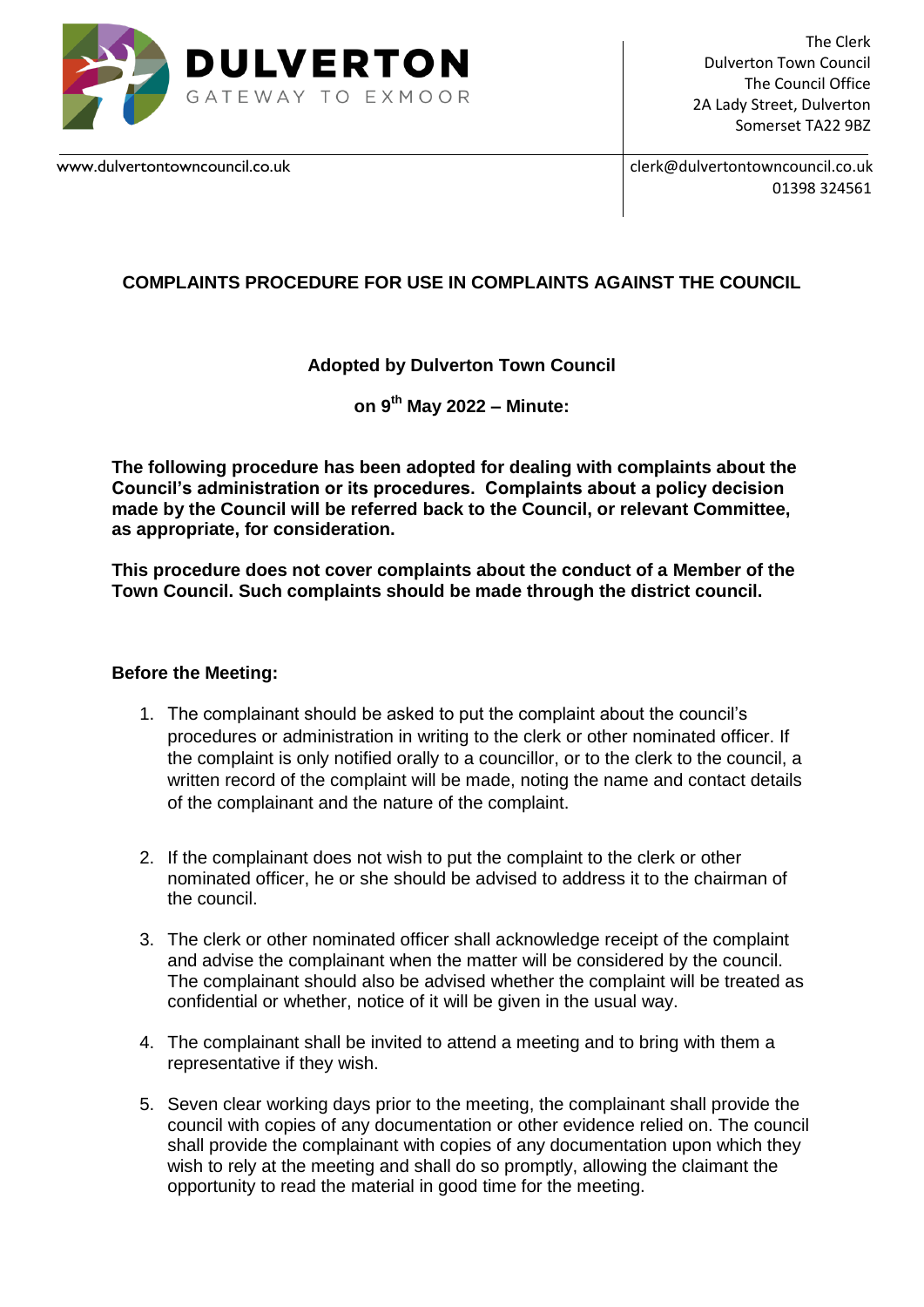**DULVERTON**
GATEWAY TO EXMOOR

The Clerk
Dulverton Town Council
The Council Office
2A Lady Street, Dulverton
Somerset TA22 9BZ

www.dulvertontowncouncil.co.uk

clerk@dulvertontowncouncil.co.uk
01398 324561

## COMPLAINTS PROCEDURE FOR USE IN COMPLAINTS AGAINST THE COUNCIL

**Adopted by Dulverton Town Council**

**on 9th May 2022 – Minute:**

**The following procedure has been adopted for dealing with complaints about the Council's administration or its procedures. Complaints about a policy decision made by the Council will be referred back to the Council, or relevant Committee, as appropriate, for consideration.**

**This procedure does not cover complaints about the conduct of a Member of the Town Council. Such complaints should be made through the district council.**

### Before the Meeting:

1. The complainant should be asked to put the complaint about the council's procedures or administration in writing to the clerk or other nominated officer. If the complaint is only notified orally to a councillor, or to the clerk to the council, a written record of the complaint will be made, noting the name and contact details of the complainant and the nature of the complaint.

2. If the complainant does not wish to put the complaint to the clerk or other nominated officer, he or she should be advised to address it to the chairman of the council.

3. The clerk or other nominated officer shall acknowledge receipt of the complaint and advise the complainant when the matter will be considered by the council. The complainant should also be advised whether the complaint will be treated as confidential or whether, notice of it will be given in the usual way.

4. The complainant shall be invited to attend a meeting and to bring with them a representative if they wish.

5. Seven clear working days prior to the meeting, the complainant shall provide the council with copies of any documentation or other evidence relied on. The council shall provide the complainant with copies of any documentation upon which they wish to rely at the meeting and shall do so promptly, allowing the claimant the opportunity to read the material in good time for the meeting.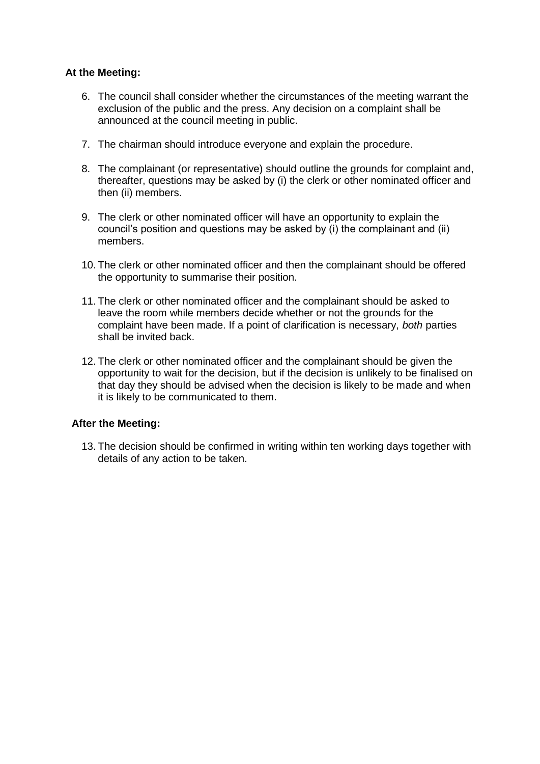**At the Meeting:**

6. The council shall consider whether the circumstances of the meeting warrant the exclusion of the public and the press. Any decision on a complaint shall be announced at the council meeting in public.

7. The chairman should introduce everyone and explain the procedure.

8. The complainant (or representative) should outline the grounds for complaint and, thereafter, questions may be asked by (i) the clerk or other nominated officer and then (ii) members.

9. The clerk or other nominated officer will have an opportunity to explain the council's position and questions may be asked by (i) the complainant and (ii) members.

10. The clerk or other nominated officer and then the complainant should be offered the opportunity to summarise their position.

11. The clerk or other nominated officer and the complainant should be asked to leave the room while members decide whether or not the grounds for the complaint have been made. If a point of clarification is necessary, *both* parties shall be invited back.

12. The clerk or other nominated officer and the complainant should be given the opportunity to wait for the decision, but if the decision is unlikely to be finalised on that day they should be advised when the decision is likely to be made and when it is likely to be communicated to them.

**After the Meeting:**

13. The decision should be confirmed in writing within ten working days together with details of any action to be taken.